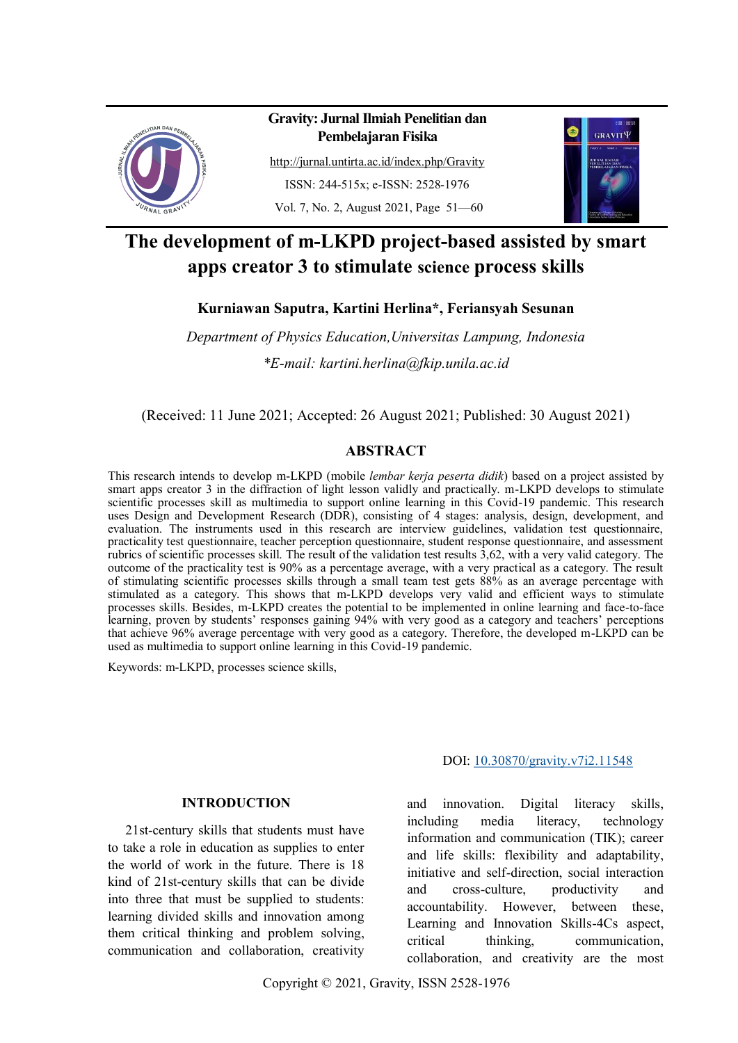# The development of m-LKPD project-based assisted by smart apps creator 3 to stimulate science process skills

**Kurniawan Saputra, Kartini Herlina*, Feriansyah Sesunan**

*Department of Physics Education,Universitas Lampung, Indonesia*

**E-mail: kartini.herlina@fkip.unila.ac.id*

(Received: 11 June 2021; Accepted: 26 August 2021; Published: 30 August 2021)

## ABSTRACT

This research intends to develop m-LKPD (mobile *lembar kerja peserta didik*) based on a project assisted by smart apps creator 3 in the diffraction of light lesson validly and practically. m-LKPD develops to stimulate scientific processes skill as multimedia to support online learning in this Covid-19 pandemic. This research uses Design and Development Research (DDR), consisting of 4 stages: analysis, design, development, and evaluation. The instruments used in this research are interview guidelines, validation test questionnaire, practicality test questionnaire, teacher perception questionnaire, student response questionnaire, and assessment rubrics of scientific processes skill. The result of the validation test results 3,62, with a very valid category. The outcome of the practicality test is 90% as a percentage average, with a very practical as a category. The result of stimulating scientific processes skills through a small team test gets 88% as an average percentage with stimulated as a category. This shows that m-LKPD develops very valid and efficient ways to stimulate processes skills. Besides, m-LKPD creates the potential to be implemented in online learning and face-to-face learning, proven by students' responses gaining 94% with very good as a category and teachers' perceptions that achieve 96% average percentage with very good as a category. Therefore, the developed m-LKPD can be used as multimedia to support online learning in this Covid-19 pandemic.

Keywords: m-LKPD, processes science skills,

DOI: 10.30870/gravity.v7i2.11548

## INTRODUCTION

21st-century skills that students must have to take a role in education as supplies to enter the world of work in the future. There is 18 kind of 21st-century skills that can be divide into three that must be supplied to students: learning divided skills and innovation among them critical thinking and problem solving, communication and collaboration, creativity and innovation. Digital literacy skills, including media literacy, technology information and communication (TIK); career and life skills: flexibility and adaptability, initiative and self-direction, social interaction and cross-culture, productivity and accountability. However, between these, Learning and Innovation Skills-4Cs aspect, critical thinking, communication, collaboration, and creativity are the most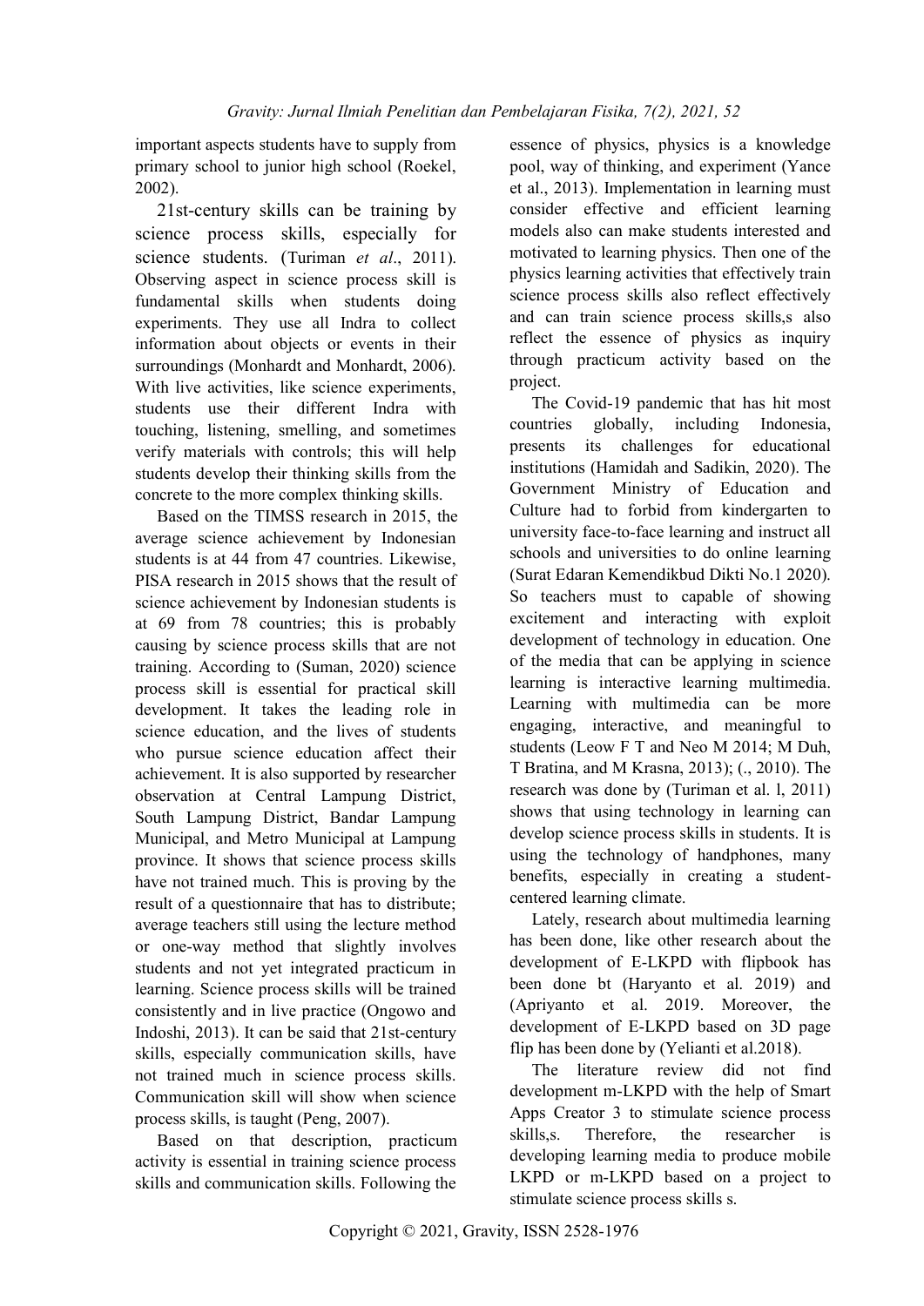important aspects students have to supply from primary school to junior high school (Roekel, 2002).

21st-century skills can be training by science process skills, especially for science students. (Turiman *et al*., 2011). Observing aspect in science process skill is fundamental skills when students doing experiments. They use all Indra to collect information about objects or events in their surroundings (Monhardt and Monhardt, 2006). With live activities, like science experiments, students use their different Indra with touching, listening, smelling, and sometimes verify materials with controls; this will help students develop their thinking skills from the concrete to the more complex thinking skills.

Based on the TIMSS research in 2015, the average science achievement by Indonesian students is at 44 from 47 countries. Likewise, PISA research in 2015 shows that the result of science achievement by Indonesian students is at 69 from 78 countries; this is probably causing by science process skills that are not training. According to (Suman, 2020) science process skill is essential for practical skill development. It takes the leading role in science education, and the lives of students who pursue science education affect their achievement. It is also supported by researcher observation at Central Lampung District, South Lampung District, Bandar Lampung Municipal, and Metro Municipal at Lampung province. It shows that science process skills have not trained much. This is proving by the result of a questionnaire that has to distribute; average teachers still using the lecture method or one-way method that slightly involves students and not yet integrated practicum in learning. Science process skills will be trained consistently and in live practice (Ongowo and Indoshi, 2013). It can be said that 21st-century skills, especially communication skills, have not trained much in science process skills. Communication skill will show when science process skills, is taught (Peng, 2007).

Based on that description, practicum activity is essential in training science process skills and communication skills. Following the essence of physics, physics is a knowledge pool, way of thinking, and experiment (Yance et al., 2013). Implementation in learning must consider effective and efficient learning models also can make students interested and motivated to learning physics. Then one of the physics learning activities that effectively train science process skills also reflect effectively and can train science process skills,s also reflect the essence of physics as inquiry through practicum activity based on the project.

The Covid-19 pandemic that has hit most countries globally, including Indonesia, presents its challenges for educational institutions (Hamidah and Sadikin, 2020). The Government Ministry of Education and Culture had to forbid from kindergarten to university face-to-face learning and instruct all schools and universities to do online learning (Surat Edaran Kemendikbud Dikti No.1 2020). So teachers must to capable of showing excitement and interacting with exploit development of technology in education. One of the media that can be applying in science learning is interactive learning multimedia. Learning with multimedia can be more engaging, interactive, and meaningful to students (Leow F T and Neo M 2014; M Duh, T Bratina, and M Krasna, 2013); (., 2010). The research was done by (Turiman et al. l, 2011) shows that using technology in learning can develop science process skills in students. It is using the technology of handphones, many benefits, especially in creating a student-centered learning climate.

Lately, research about multimedia learning has been done, like other research about the development of E-LKPD with flipbook has been done bt (Haryanto et al. 2019) and (Apriyanto et al. 2019. Moreover, the development of E-LKPD based on 3D page flip has been done by (Yelianti et al.2018).

The literature review did not find development m-LKPD with the help of Smart Apps Creator 3 to stimulate science process skills,s. Therefore, the researcher is developing learning media to produce mobile LKPD or m-LKPD based on a project to stimulate science process skills s.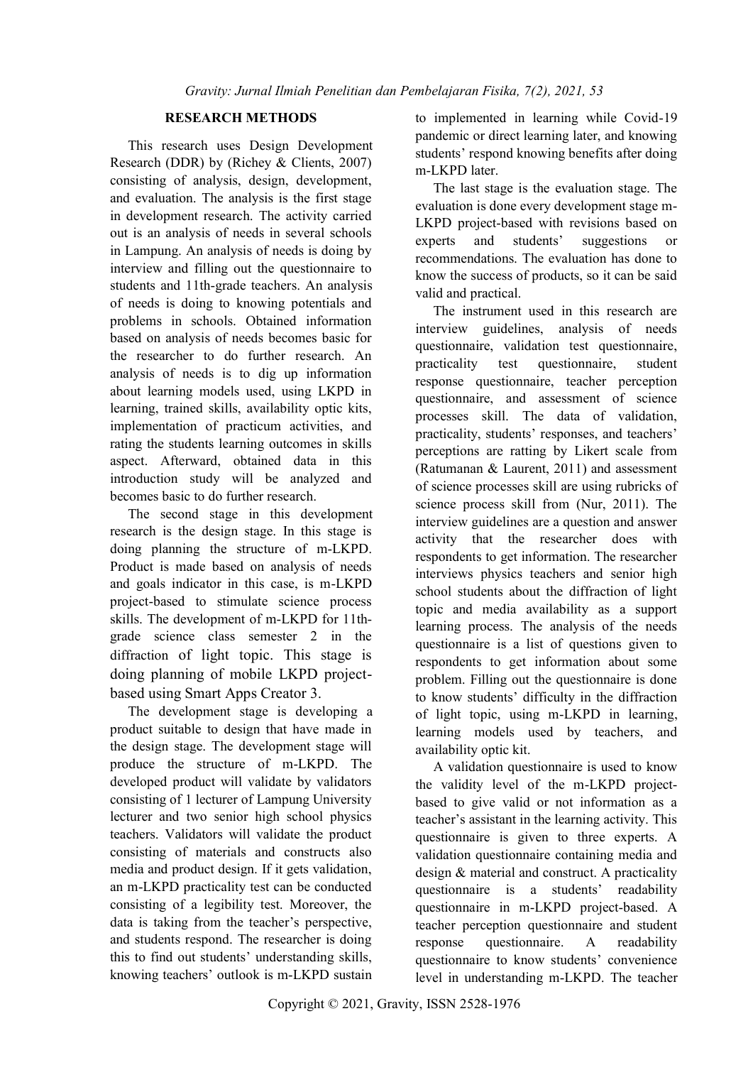## RESEARCH METHODS

This research uses Design Development Research (DDR) by (Richey & Clients, 2007) consisting of analysis, design, development, and evaluation. The analysis is the first stage in development research. The activity carried out is an analysis of needs in several schools in Lampung. An analysis of needs is doing by interview and filling out the questionnaire to students and 11th-grade teachers. An analysis of needs is doing to knowing potentials and problems in schools. Obtained information based on analysis of needs becomes basic for the researcher to do further research. An analysis of needs is to dig up information about learning models used, using LKPD in learning, trained skills, availability optic kits, implementation of practicum activities, and rating the students learning outcomes in skills aspect. Afterward, obtained data in this introduction study will be analyzed and becomes basic to do further research.

The second stage in this development research is the design stage. In this stage is doing planning the structure of m-LKPD. Product is made based on analysis of needs and goals indicator in this case, is m-LKPD project-based to stimulate science process skills. The development of m-LKPD for 11th-grade science class semester 2 in the diffraction of light topic. This stage is doing planning of mobile LKPD project-based using Smart Apps Creator 3.

The development stage is developing a product suitable to design that have made in the design stage. The development stage will produce the structure of m-LKPD. The developed product will validate by validators consisting of 1 lecturer of Lampung University lecturer and two senior high school physics teachers. Validators will validate the product consisting of materials and constructs also media and product design. If it gets validation, an m-LKPD practicality test can be conducted consisting of a legibility test. Moreover, the data is taking from the teacher's perspective, and students respond. The researcher is doing this to find out students' understanding skills, knowing teachers' outlook is m-LKPD sustain to implemented in learning while Covid-19 pandemic or direct learning later, and knowing students' respond knowing benefits after doing m-LKPD later.

The last stage is the evaluation stage. The evaluation is done every development stage m-LKPD project-based with revisions based on experts and students' suggestions or recommendations. The evaluation has done to know the success of products, so it can be said valid and practical.

The instrument used in this research are interview guidelines, analysis of needs questionnaire, validation test questionnaire, practicality test questionnaire, student response questionnaire, teacher perception questionnaire, and assessment of science processes skill. The data of validation, practicality, students' responses, and teachers' perceptions are ratting by Likert scale from (Ratumanan & Laurent, 2011) and assessment of science processes skill are using rubricks of science process skill from (Nur, 2011). The interview guidelines are a question and answer activity that the researcher does with respondents to get information. The researcher interviews physics teachers and senior high school students about the diffraction of light topic and media availability as a support learning process. The analysis of the needs questionnaire is a list of questions given to respondents to get information about some problem. Filling out the questionnaire is done to know students' difficulty in the diffraction of light topic, using m-LKPD in learning, learning models used by teachers, and availability optic kit.

A validation questionnaire is used to know the validity level of the m-LKPD project-based to give valid or not information as a teacher's assistant in the learning activity. This questionnaire is given to three experts. A validation questionnaire containing media and design & material and construct. A practicality questionnaire is a students' readability questionnaire in m-LKPD project-based. A teacher perception questionnaire and student response questionnaire. A readability questionnaire to know students' convenience level in understanding m-LKPD. The teacher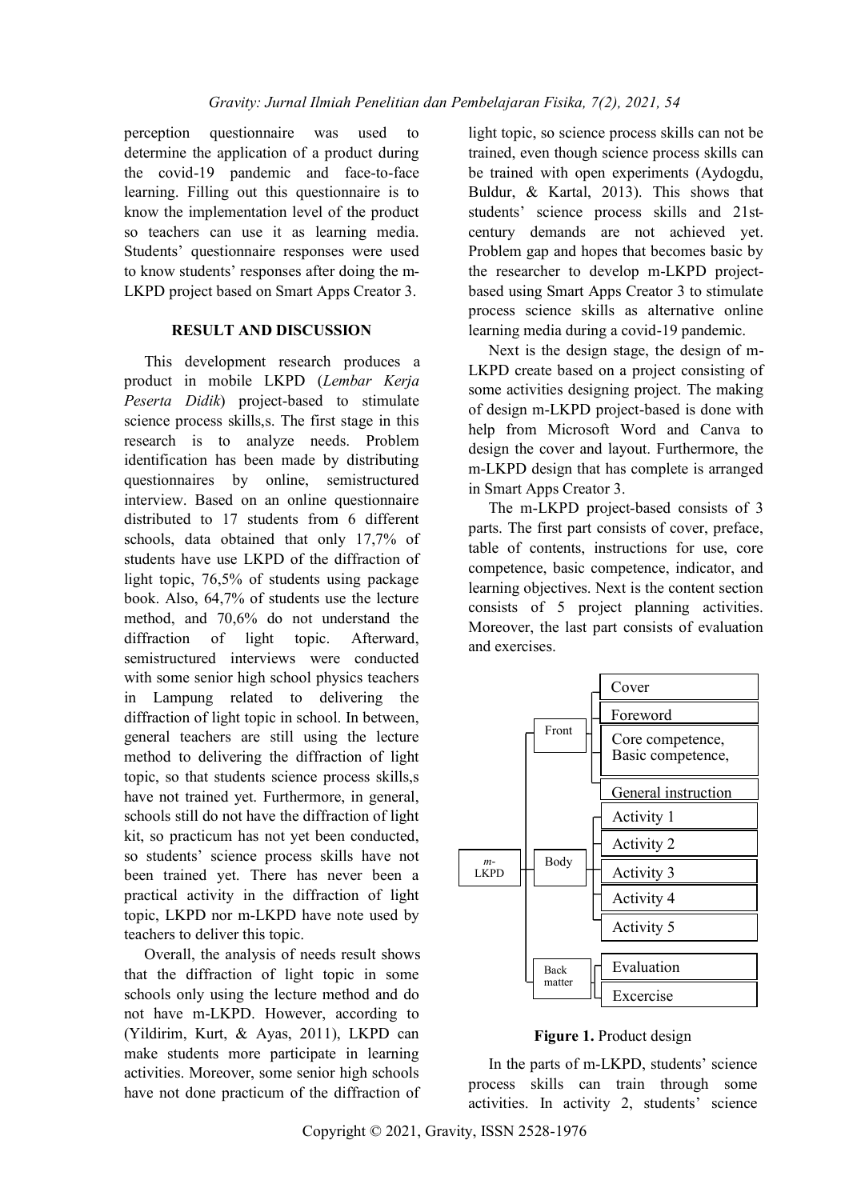perception questionnaire was used to determine the application of a product during the covid-19 pandemic and face-to-face learning. Filling out this questionnaire is to know the implementation level of the product so teachers can use it as learning media. Students' questionnaire responses were used to know students' responses after doing the m-LKPD project based on Smart Apps Creator 3.

## RESULT AND DISCUSSION

This development research produces a product in mobile LKPD (*Lembar Kerja Peserta Didik*) project-based to stimulate science process skills,s. The first stage in this research is to analyze needs. Problem identification has been made by distributing questionnaires by online, semistructured interview. Based on an online questionnaire distributed to 17 students from 6 different schools, data obtained that only 17,7% of students have use LKPD of the diffraction of light topic, 76,5% of students using package book. Also, 64,7% of students use the lecture method, and 70,6% do not understand the diffraction of light topic. Afterward, semistructured interviews were conducted with some senior high school physics teachers in Lampung related to delivering the diffraction of light topic in school. In between, general teachers are still using the lecture method to delivering the diffraction of light topic, so that students science process skills,s have not trained yet. Furthermore, in general, schools still do not have the diffraction of light kit, so practicum has not yet been conducted, so students' science process skills have not been trained yet. There has never been a practical activity in the diffraction of light topic, LKPD nor m-LKPD have note used by teachers to deliver this topic.

Overall, the analysis of needs result shows that the diffraction of light topic in some schools only using the lecture method and do not have m-LKPD. However, according to (Yildirim, Kurt, & Ayas, 2011), LKPD can make students more participate in learning activities. Moreover, some senior high schools have not done practicum of the diffraction of light topic, so science process skills can not be trained, even though science process skills can be trained with open experiments (Aydogdu, Buldur, & Kartal, 2013). This shows that students' science process skills and 21st-century demands are not achieved yet. Problem gap and hopes that becomes basic by the researcher to develop m-LKPD project-based using Smart Apps Creator 3 to stimulate process science skills as alternative online learning media during a covid-19 pandemic.

Next is the design stage, the design of m-LKPD create based on a project consisting of some activities designing project. The making of design m-LKPD project-based is done with help from Microsoft Word and Canva to design the cover and layout. Furthermore, the m-LKPD design that has complete is arranged in Smart Apps Creator 3.

The m-LKPD project-based consists of 3 parts. The first part consists of cover, preface, table of contents, instructions for use, core competence, basic competence, indicator, and learning objectives. Next is the content section consists of 5 project planning activities. Moreover, the last part consists of evaluation and exercises.

- *m*-LKPD
  - Front
    - Cover
    - Foreword
    - Core competence, Basic competence,
    - General instruction
  - Body
    - Activity 1
    - Activity 2
    - Activity 3
    - Activity 4
    - Activity 5
  - Back matter
    - Evaluation
    - Excercise

**Figure 1.** Product design

In the parts of m-LKPD, students' science process skills can train through some activities. In activity 2, students' science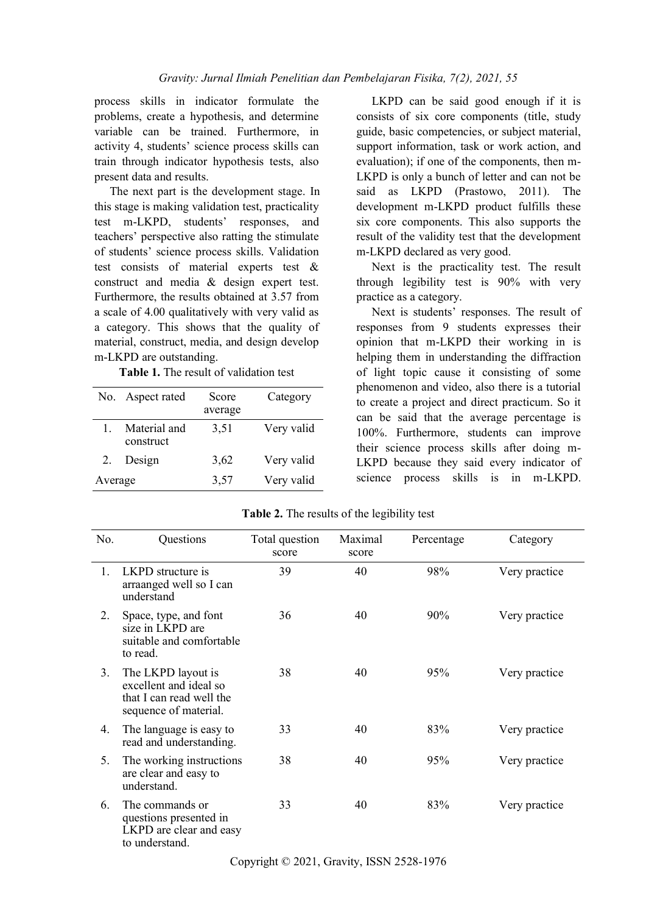process skills in indicator formulate the problems, create a hypothesis, and determine variable can be trained. Furthermore, in activity 4, students' science process skills can train through indicator hypothesis tests, also present data and results.

The next part is the development stage. In this stage is making validation test, practicality test m-LKPD, students' responses, and teachers' perspective also ratting the stimulate of students' science process skills. Validation test consists of material experts test & construct and media & design expert test. Furthermore, the results obtained at 3.57 from a scale of 4.00 qualitatively with very valid as a category. This shows that the quality of material, construct, media, and design develop m-LKPD are outstanding.

**Table 1.** The result of validation test

| No. | Aspect rated | Score average | Category |
|---|---|---|---|
| 1. | Material and construct | 3,51 | Very valid |
| 2. | Design | 3,62 | Very valid |
| Average | | 3,57 | Very valid |

LKPD can be said good enough if it is consists of six core components (title, study guide, basic competencies, or subject material, support information, task or work action, and evaluation); if one of the components, then m-LKPD is only a bunch of letter and can not be said as LKPD (Prastowo, 2011). The development m-LKPD product fulfills these six core components. This also supports the result of the validity test that the development m-LKPD declared as very good.

Next is the practicality test. The result through legibility test is 90% with very practice as a category.

Next is students' responses. The result of responses from 9 students expresses their opinion that m-LKPD their working in is helping them in understanding the diffraction of light topic cause it consisting of some phenomenon and video, also there is a tutorial to create a project and direct practicum. So it can be said that the average percentage is 100%. Furthermore, students can improve their science process skills after doing m-LKPD because they said every indicator of science process skills is in m-LKPD.

**Table 2.** The results of the legibility test

| No. | Questions | Total question score | Maximal score | Percentage | Category |
|---|---|---|---|---|---|
| 1. | LKPD structure is arraanged well so I can understand | 39 | 40 | 98% | Very practice |
| 2. | Space, type, and font size in LKPD are suitable and comfortable to read. | 36 | 40 | 90% | Very practice |
| 3. | The LKPD layout is excellent and ideal so that I can read well the sequence of material. | 38 | 40 | 95% | Very practice |
| 4. | The language is easy to read and understanding. | 33 | 40 | 83% | Very practice |
| 5. | The working instructions are clear and easy to understand. | 38 | 40 | 95% | Very practice |
| 6. | The commands or questions presented in LKPD are clear and easy to understand. | 33 | 40 | 83% | Very practice |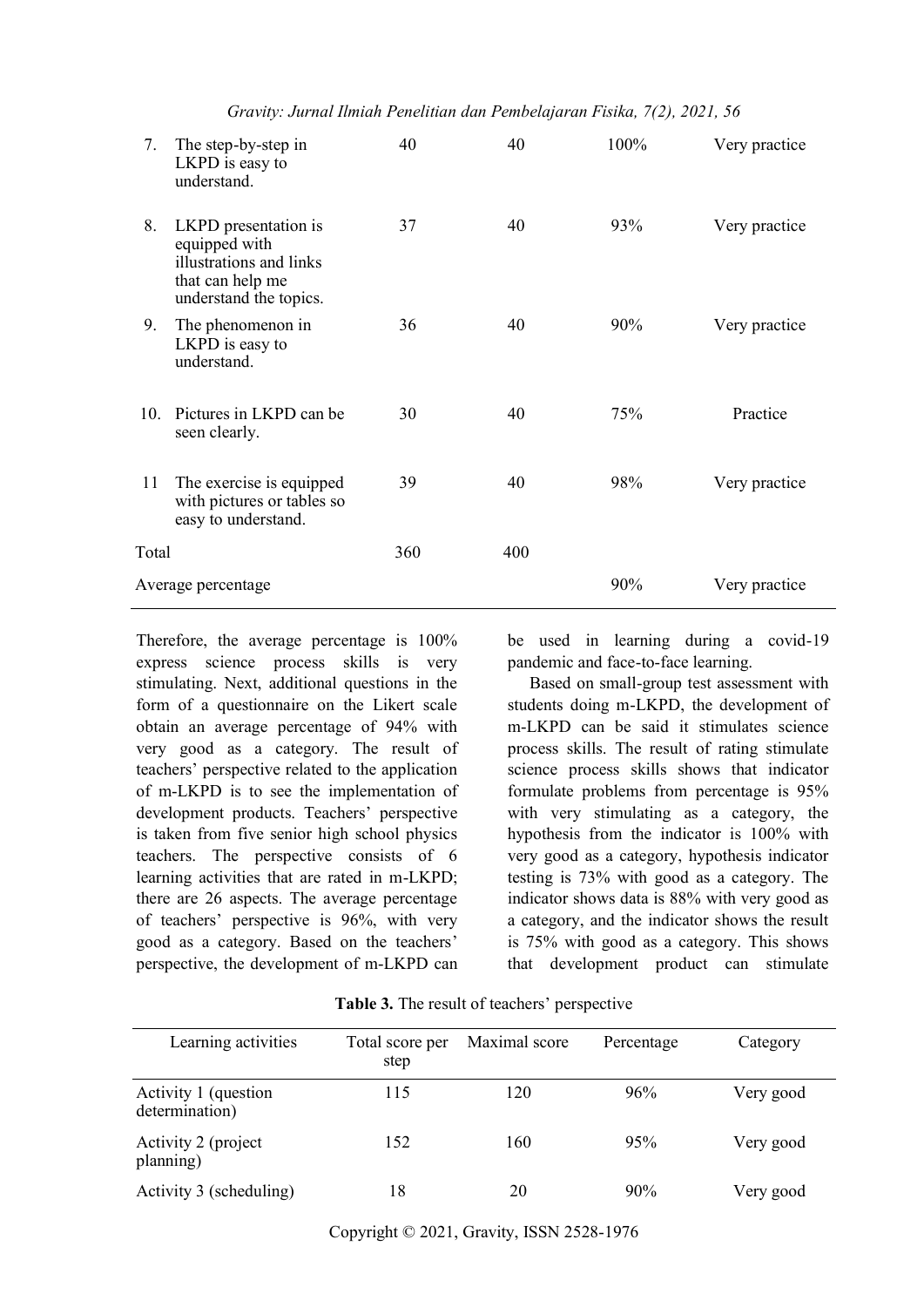| 7. | The step-by-step in LKPD is easy to understand. | 40 | 40 | 100% | Very practice |
|---|---|---|---|---|---|
| 8. | LKPD presentation is equipped with illustrations and links that can help me understand the topics. | 37 | 40 | 93% | Very practice |
| 9. | The phenomenon in LKPD is easy to understand. | 36 | 40 | 90% | Very practice |
| 10. | Pictures in LKPD can be seen clearly. | 30 | 40 | 75% | Practice |
| 11 | The exercise is equipped with pictures or tables so easy to understand. | 39 | 40 | 98% | Very practice |
| Total | | 360 | 400 | | |
| Average percentage | | | | 90% | Very practice |

Therefore, the average percentage is 100% express science process skills is very stimulating. Next, additional questions in the form of a questionnaire on the Likert scale obtain an average percentage of 94% with very good as a category. The result of teachers' perspective related to the application of m-LKPD is to see the implementation of development products. Teachers' perspective is taken from five senior high school physics teachers. The perspective consists of 6 learning activities that are rated in m-LKPD; there are 26 aspects. The average percentage of teachers' perspective is 96%, with very good as a category. Based on the teachers' perspective, the development of m-LKPD can be used in learning during a covid-19 pandemic and face-to-face learning.

Based on small-group test assessment with students doing m-LKPD, the development of m-LKPD can be said it stimulates science process skills. The result of rating stimulate science process skills shows that indicator formulate problems from percentage is 95% with very stimulating as a category, the hypothesis from the indicator is 100% with very good as a category, hypothesis indicator testing is 73% with good as a category. The indicator shows data is 88% with very good as a category, and the indicator shows the result is 75% with good as a category. This shows that development product can stimulate

**Table 3.** The result of teachers' perspective

| Learning activities | Total score per step | Maximal score | Percentage | Category |
|---|---|---|---|---|
| Activity 1 (question determination) | 115 | 120 | 96% | Very good |
| Activity 2 (project planning) | 152 | 160 | 95% | Very good |
| Activity 3 (scheduling) | 18 | 20 | 90% | Very good |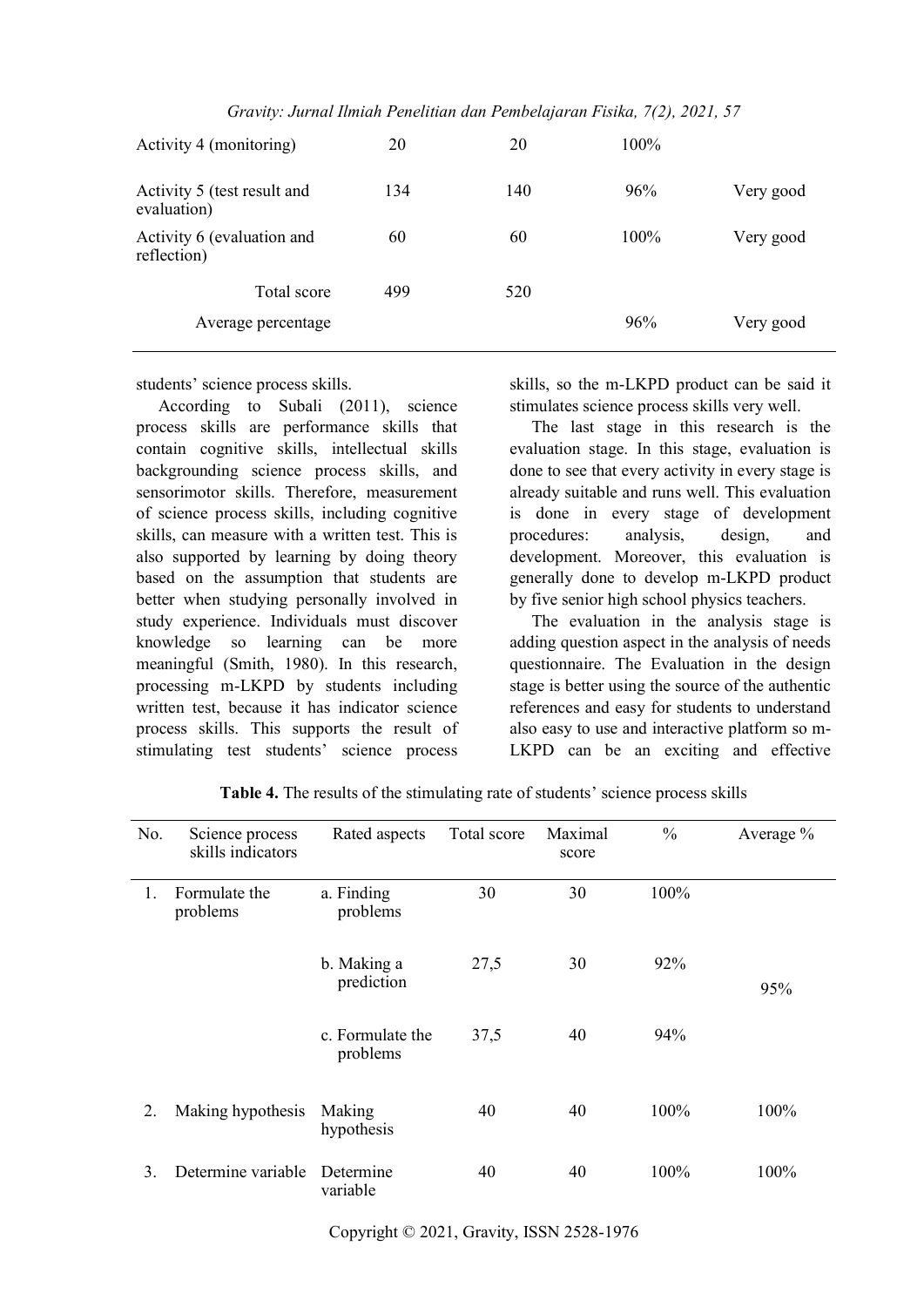| Activity 4 (monitoring) | 20 | 20 | 100% | |
|---|---|---|---|---|
| Activity 5 (test result and evaluation) | 134 | 140 | 96% | Very good |
| Activity 6 (evaluation and reflection) | 60 | 60 | 100% | Very good |
| Total score | 499 | 520 | | |
| Average percentage | | | 96% | Very good |

students' science process skills.

According to Subali (2011), science process skills are performance skills that contain cognitive skills, intellectual skills backgrounding science process skills, and sensorimotor skills. Therefore, measurement of science process skills, including cognitive skills, can measure with a written test. This is also supported by learning by doing theory based on the assumption that students are better when studying personally involved in study experience. Individuals must discover knowledge so learning can be more meaningful (Smith, 1980). In this research, processing m-LKPD by students including written test, because it has indicator science process skills. This supports the result of stimulating test students' science process skills, so the m-LKPD product can be said it stimulates science process skills very well.

The last stage in this research is the evaluation stage. In this stage, evaluation is done to see that every activity in every stage is already suitable and runs well. This evaluation is done in every stage of development procedures: analysis, design, and development. Moreover, this evaluation is generally done to develop m-LKPD product by five senior high school physics teachers.

The evaluation in the analysis stage is adding question aspect in the analysis of needs questionnaire. The Evaluation in the design stage is better using the source of the authentic references and easy for students to understand also easy to use and interactive platform so m-LKPD can be an exciting and effective

**Table 4.** The results of the stimulating rate of students' science process skills

| No. | Science process skills indicators | Rated aspects | Total score | Maximal score | % | Average % |
|---|---|---|---|---|---|---|
| 1. | Formulate the problems | a. Finding problems | 30 | 30 | 100% | |
| | | b. Making a prediction | 27,5 | 30 | 92% | 95% |
| | | c. Formulate the problems | 37,5 | 40 | 94% | |
| 2. | Making hypothesis | Making hypothesis | 40 | 40 | 100% | 100% |
| 3. | Determine variable | Determine variable | 40 | 40 | 100% | 100% |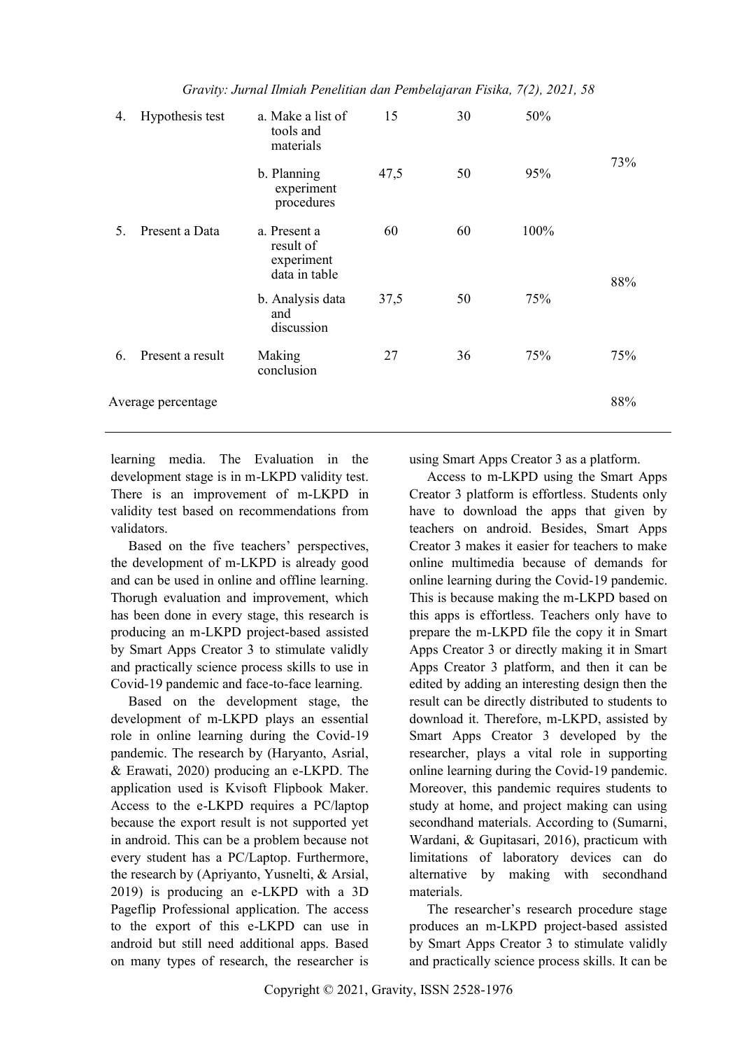| 4. | Hypothesis test | a. Make a list of tools and materials | 15 | 30 | 50% | 73% |
|---|---|---|---|---|---|---|
| | | b. Planning experiment procedures | 47,5 | 50 | 95% | |
| 5. | Present a Data | a. Present a result of experiment data in table | 60 | 60 | 100% | 88% |
| | | b. Analysis data and discussion | 37,5 | 50 | 75% | |
| 6. | Present a result | Making conclusion | 27 | 36 | 75% | 75% |
| Average percentage | | | | | | 88% |

learning media. The Evaluation in the development stage is in m-LKPD validity test. There is an improvement of m-LKPD in validity test based on recommendations from validators.

Based on the five teachers' perspectives, the development of m-LKPD is already good and can be used in online and offline learning. Thorugh evaluation and improvement, which has been done in every stage, this research is producing an m-LKPD project-based assisted by Smart Apps Creator 3 to stimulate validly and practically science process skills to use in Covid-19 pandemic and face-to-face learning.

Based on the development stage, the development of m-LKPD plays an essential role in online learning during the Covid-19 pandemic. The research by (Haryanto, Asrial, & Erawati, 2020) producing an e-LKPD. The application used is Kvisoft Flipbook Maker. Access to the e-LKPD requires a PC/laptop because the export result is not supported yet in android. This can be a problem because not every student has a PC/Laptop. Furthermore, the research by (Apriyanto, Yusnelti, & Arsial, 2019) is producing an e-LKPD with a 3D Pageflip Professional application. The access to the export of this e-LKPD can use in android but still need additional apps. Based on many types of research, the researcher is using Smart Apps Creator 3 as a platform.

Access to m-LKPD using the Smart Apps Creator 3 platform is effortless. Students only have to download the apps that given by teachers on android. Besides, Smart Apps Creator 3 makes it easier for teachers to make online multimedia because of demands for online learning during the Covid-19 pandemic. This is because making the m-LKPD based on this apps is effortless. Teachers only have to prepare the m-LKPD file the copy it in Smart Apps Creator 3 or directly making it in Smart Apps Creator 3 platform, and then it can be edited by adding an interesting design then the result can be directly distributed to students to download it. Therefore, m-LKPD, assisted by Smart Apps Creator 3 developed by the researcher, plays a vital role in supporting online learning during the Covid-19 pandemic. Moreover, this pandemic requires students to study at home, and project making can using secondhand materials. According to (Sumarni, Wardani, & Gupitasari, 2016), practicum with limitations of laboratory devices can do alternative by making with secondhand materials.

The researcher's research procedure stage produces an m-LKPD project-based assisted by Smart Apps Creator 3 to stimulate validly and practically science process skills. It can be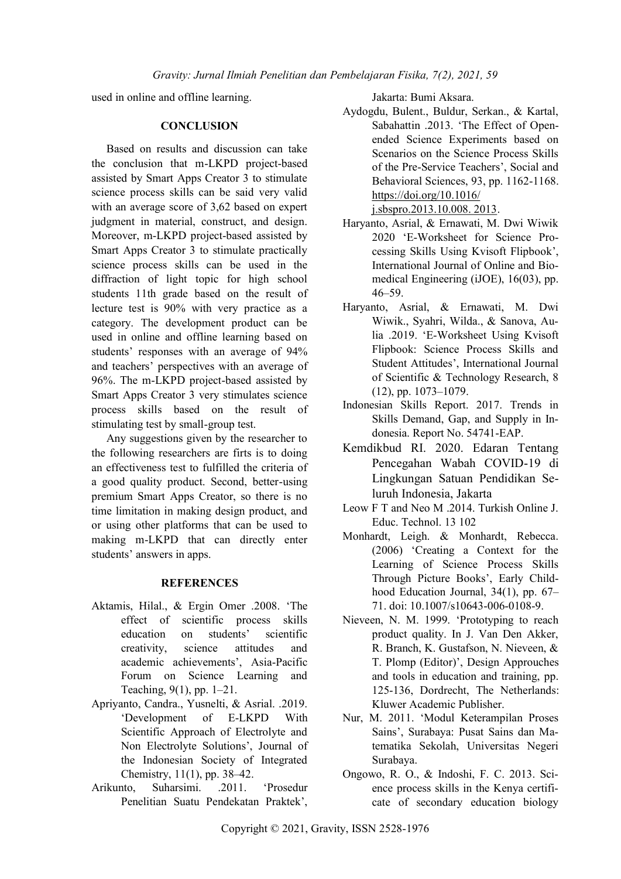used in online and offline learning.

## CONCLUSION

Based on results and discussion can take the conclusion that m-LKPD project-based assisted by Smart Apps Creator 3 to stimulate science process skills can be said very valid with an average score of 3,62 based on expert judgment in material, construct, and design. Moreover, m-LKPD project-based assisted by Smart Apps Creator 3 to stimulate practically science process skills can be used in the diffraction of light topic for high school students 11th grade based on the result of lecture test is 90% with very practice as a category. The development product can be used in online and offline learning based on students' responses with an average of 94% and teachers' perspectives with an average of 96%. The m-LKPD project-based assisted by Smart Apps Creator 3 very stimulates science process skills based on the result of stimulating test by small-group test.

Any suggestions given by the researcher to the following researchers are firts is to doing an effectiveness test to fulfilled the criteria of a good quality product. Second, better-using premium Smart Apps Creator, so there is no time limitation in making design product, and or using other platforms that can be used to making m-LKPD that can directly enter students' answers in apps.

## REFERENCES

Aktamis, Hilal., & Ergin Omer .2008. 'The effect of scientific process skills education on students' scientific creativity, science attitudes and academic achievements', Asia-Pacific Forum on Science Learning and Teaching, 9(1), pp. 1–21.

Apriyanto, Candra., Yusnelti, & Asrial. .2019. 'Development of E-LKPD With Scientific Approach of Electrolyte and Non Electrolyte Solutions', Journal of the Indonesian Society of Integrated Chemistry, 11(1), pp. 38–42.

Arikunto, Suharsimi. .2011. 'Prosedur Penelitian Suatu Pendekatan Praktek', Jakarta: Bumi Aksara.

Aydogdu, Bulent., Buldur, Serkan., & Kartal, Sabahattin .2013. 'The Effect of Open-ended Science Experiments based on Scenarios on the Science Process Skills of the Pre-Service Teachers', Social and Behavioral Sciences, 93, pp. 1162-1168. https://doi.org/10.1016/j.sbspro.2013.10.008. 2013.

Haryanto, Asrial, & Ernawati, M. Dwi Wiwik 2020 'E-Worksheet for Science Processing Skills Using Kvisoft Flipbook', International Journal of Online and Biomedical Engineering (iJOE), 16(03), pp. 46–59.

Haryanto, Asrial, & Ernawati, M. Dwi Wiwik., Syahri, Wilda., & Sanova, Aulia .2019. 'E-Worksheet Using Kvisoft Flipbook: Science Process Skills and Student Attitudes', International Journal of Scientific & Technology Research, 8 (12), pp. 1073–1079.

Indonesian Skills Report. 2017. Trends in Skills Demand, Gap, and Supply in Indonesia. Report No. 54741-EAP.

Kemdikbud RI. 2020. Edaran Tentang Pencegahan Wabah COVID-19 di Lingkungan Satuan Pendidikan Seluruh Indonesia, Jakarta

Leow F T and Neo M .2014. Turkish Online J. Educ. Technol. 13 102

Monhardt, Leigh. & Monhardt, Rebecca. (2006) 'Creating a Context for the Learning of Science Process Skills Through Picture Books', Early Childhood Education Journal, 34(1), pp. 67–71. doi: 10.1007/s10643-006-0108-9.

Nieveen, N. M. 1999. 'Prototyping to reach product quality. In J. Van Den Akker, R. Branch, K. Gustafson, N. Nieveen, & T. Plomp (Editor)', Design Approuches and tools in education and training, pp. 125-136, Dordrecht, The Netherlands: Kluwer Academic Publisher.

Nur, M. 2011. 'Modul Keterampilan Proses Sains', Surabaya: Pusat Sains dan Matematika Sekolah, Universitas Negeri Surabaya.

Ongowo, R. O., & Indoshi, F. C. 2013. Science process skills in the Kenya certificate of secondary education biology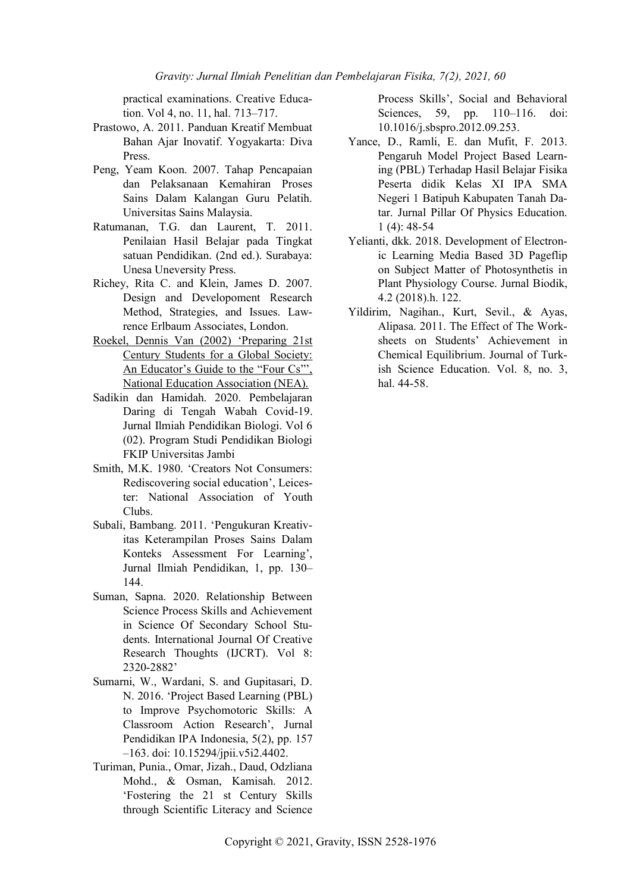practical examinations. Creative Education. Vol 4, no. 11, hal. 713–717.

Prastowo, A. 2011. Panduan Kreatif Membuat Bahan Ajar Inovatif. Yogyakarta: Diva Press.

Peng, Yeam Koon. 2007. Tahap Pencapaian dan Pelaksanaan Kemahiran Proses Sains Dalam Kalangan Guru Pelatih. Universitas Sains Malaysia.

Ratumanan, T.G. dan Laurent, T. 2011. Penilaian Hasil Belajar pada Tingkat satuan Pendidikan. (2nd ed.). Surabaya: Unesa Uneversity Press.

Richey, Rita C. and Klein, James D. 2007. Design and Developoment Research Method, Strategies, and Issues. Lawrence Erlbaum Associates, London.

Roekel, Dennis Van (2002) 'Preparing 21st Century Students for a Global Society: An Educator's Guide to the "Four Cs"', National Education Association (NEA).

Sadikin dan Hamidah. 2020. Pembelajaran Daring di Tengah Wabah Covid-19. Jurnal Ilmiah Pendidikan Biologi. Vol 6 (02). Program Studi Pendidikan Biologi FKIP Universitas Jambi

Smith, M.K. 1980. 'Creators Not Consumers: Rediscovering social education', Leicester: National Association of Youth Clubs.

Subali, Bambang. 2011. 'Pengukuran Kreativitas Keterampilan Proses Sains Dalam Konteks Assessment For Learning', Jurnal Ilmiah Pendidikan, 1, pp. 130–144.

Suman, Sapna. 2020. Relationship Between Science Process Skills and Achievement in Science Of Secondary School Students. International Journal Of Creative Research Thoughts (IJCRT). Vol 8: 2320-2882'

Sumarni, W., Wardani, S. and Gupitasari, D. N. 2016. 'Project Based Learning (PBL) to Improve Psychomotoric Skills: A Classroom Action Research', Jurnal Pendidikan IPA Indonesia, 5(2), pp. 157–163. doi: 10.15294/jpii.v5i2.4402.

Turiman, Punia., Omar, Jizah., Daud, Odzliana Mohd., & Osman, Kamisah. 2012. 'Fostering the 21 st Century Skills through Scientific Literacy and Science Process Skills', Social and Behavioral Sciences, 59, pp. 110–116. doi: 10.1016/j.sbspro.2012.09.253.

Yance, D., Ramli, E. dan Mufit, F. 2013. Pengaruh Model Project Based Learning (PBL) Terhadap Hasil Belajar Fisika Peserta didik Kelas XI IPA SMA Negeri 1 Batipuh Kabupaten Tanah Datar. Jurnal Pillar Of Physics Education. 1 (4): 48-54

Yelianti, dkk. 2018. Development of Electronic Learning Media Based 3D Pageflip on Subject Matter of Photosynthetis in Plant Physiology Course. Jurnal Biodik, 4.2 (2018).h. 122.

Yildirim, Nagihan., Kurt, Sevil., & Ayas, Alipasa. 2011. The Effect of The Worksheets on Students' Achievement in Chemical Equilibrium. Journal of Turkish Science Education. Vol. 8, no. 3, hal. 44-58.